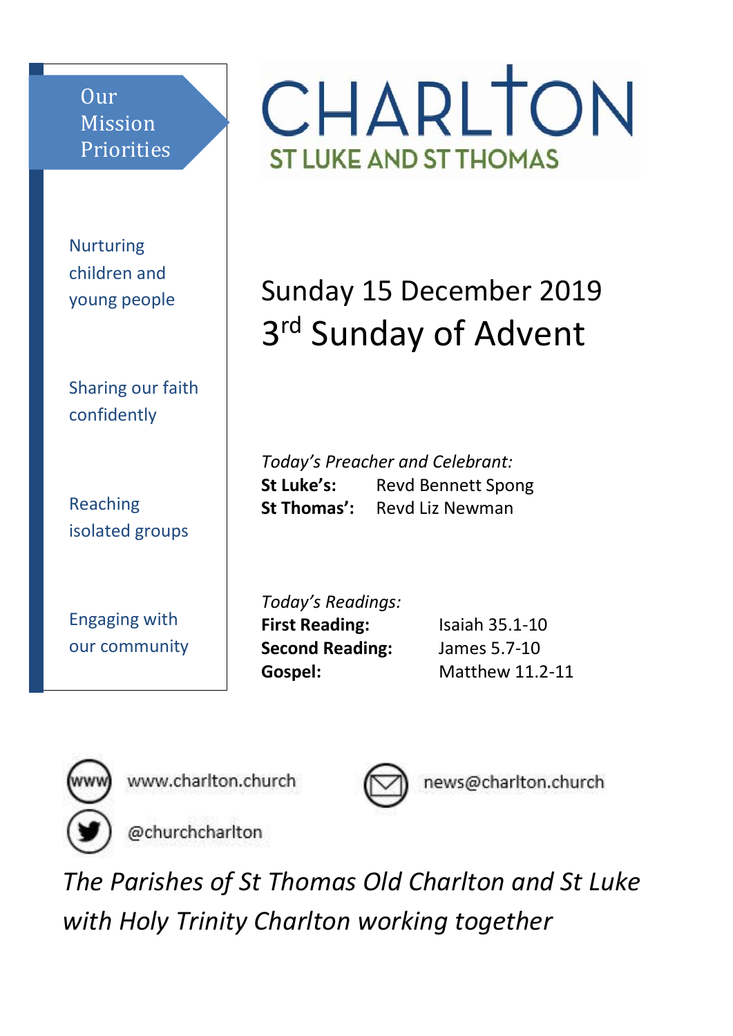# CHARLTON

## ST LUKE AND ST THOMAS

**Our Mission Priorities**

- Nurturing children and young people
- Sharing our faith confidently
- Reaching isolated groups
- Engaging with our community

# Sunday 15 December 2019
# 3rd Sunday of Advent

*Today's Preacher and Celebrant:*

**St Luke's:** Revd Bennett Spong
**St Thomas':** Revd Liz Newman

*Today's Readings:*

| | |
|---|---|
| **First Reading:** | Isaiah 35.1-10 |
| **Second Reading:** | James 5.7-10 |
| **Gospel:** | Matthew 11.2-11 |

www.charlton.church

news@charlton.church

@churchcharlton

*The Parishes of St Thomas Old Charlton and St Luke with Holy Trinity Charlton working together*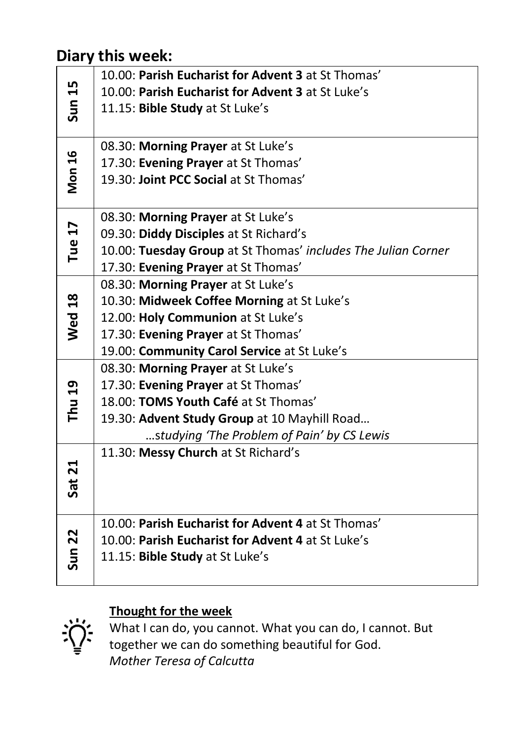## Diary this week:

| | |
|---|---|
| **Sun 15** | 10.00: **Parish Eucharist for Advent 3** at St Thomas'<br>10.00: **Parish Eucharist for Advent 3** at St Luke's<br>11.15: **Bible Study** at St Luke's |
| **Mon 16** | 08.30: **Morning Prayer** at St Luke's<br>17.30: **Evening Prayer** at St Thomas'<br>19.30: **Joint PCC Social** at St Thomas' |
| **Tue 17** | 08.30: **Morning Prayer** at St Luke's<br>09.30: **Diddy Disciples** at St Richard's<br>10.00: **Tuesday Group** at St Thomas' *includes The Julian Corner*<br>17.30: **Evening Prayer** at St Thomas' |
| **Wed 18** | 08.30: **Morning Prayer** at St Luke's<br>10.30: **Midweek Coffee Morning** at St Luke's<br>12.00: **Holy Communion** at St Luke's<br>17.30: **Evening Prayer** at St Thomas'<br>19.00: **Community Carol Service** at St Luke's |
| **Thu 19** | 08.30: **Morning Prayer** at St Luke's<br>17.30: **Evening Prayer** at St Thomas'<br>18.00: **TOMS Youth Café** at St Thomas'<br>19.30: **Advent Study Group** at 10 Mayhill Road…<br>…*studying 'The Problem of Pain' by CS Lewis* |
| **Sat 21** | 11.30: **Messy Church** at St Richard's |
| **Sun 22** | 10.00: **Parish Eucharist for Advent 4** at St Thomas'<br>10.00: **Parish Eucharist for Advent 4** at St Luke's<br>11.15: **Bible Study** at St Luke's |

**Thought for the week**

What I can do, you cannot. What you can do, I cannot. But together we can do something beautiful for God.
*Mother Teresa of Calcutta*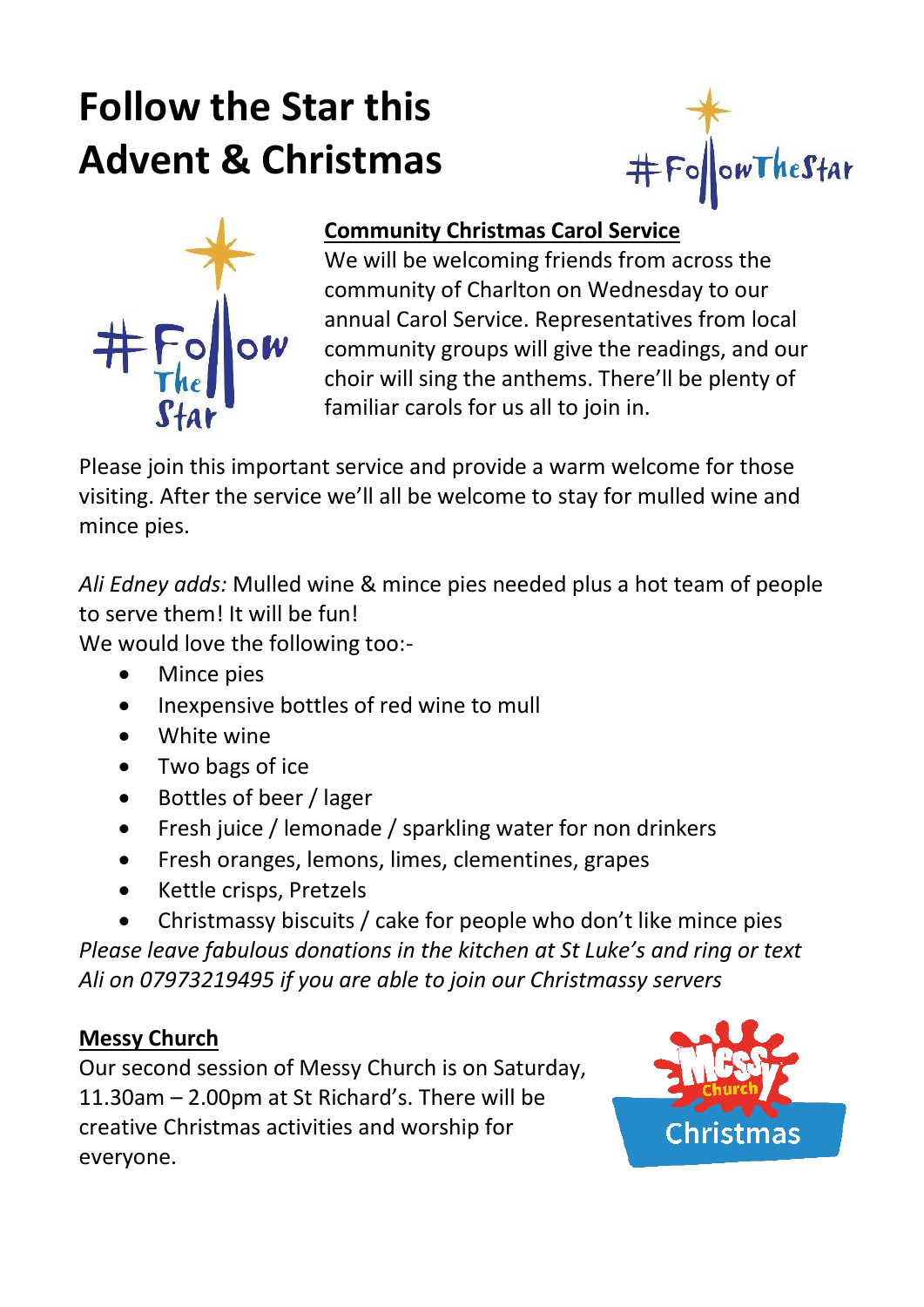# Follow the Star this Advent & Christmas

## Community Christmas Carol Service

We will be welcoming friends from across the community of Charlton on Wednesday to our annual Carol Service. Representatives from local community groups will give the readings, and our choir will sing the anthems. There'll be plenty of familiar carols for us all to join in.

Please join this important service and provide a warm welcome for those visiting. After the service we'll all be welcome to stay for mulled wine and mince pies.

*Ali Edney adds:* Mulled wine & mince pies needed plus a hot team of people to serve them! It will be fun!

We would love the following too:-

- Mince pies
- Inexpensive bottles of red wine to mull
- White wine
- Two bags of ice
- Bottles of beer / lager
- Fresh juice / lemonade / sparkling water for non drinkers
- Fresh oranges, lemons, limes, clementines, grapes
- Kettle crisps, Pretzels
- Christmassy biscuits / cake for people who don't like mince pies

*Please leave fabulous donations in the kitchen at St Luke's and ring or text Ali on 07973219495 if you are able to join our Christmassy servers*

## Messy Church

Our second session of Messy Church is on Saturday, 11.30am – 2.00pm at St Richard's. There will be creative Christmas activities and worship for everyone.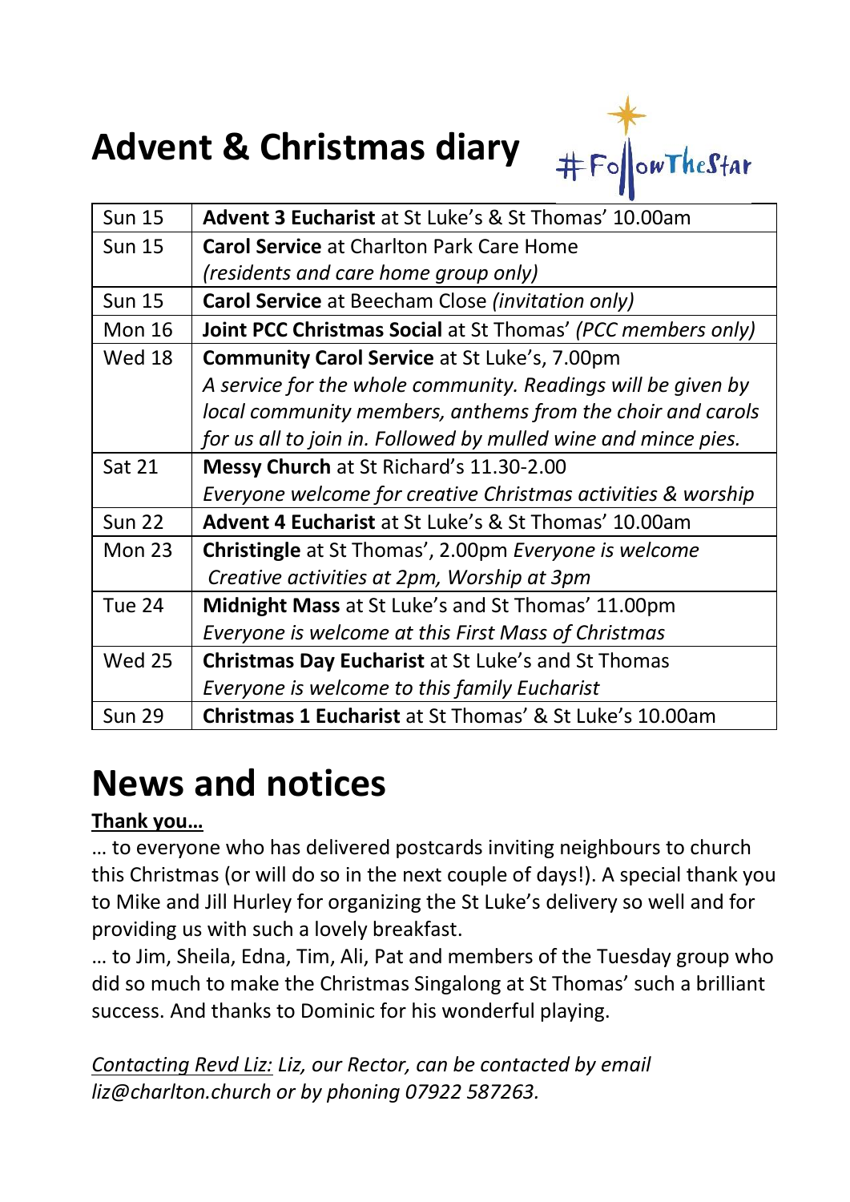# Advent & Christmas diary

#FollowTheStar

| | |
|---|---|
| Sun 15 | **Advent 3 Eucharist** at St Luke's & St Thomas' 10.00am |
| Sun 15 | **Carol Service** at Charlton Park Care Home *(residents and care home group only)* |
| Sun 15 | **Carol Service** at Beecham Close *(invitation only)* |
| Mon 16 | **Joint PCC Christmas Social** at St Thomas' *(PCC members only)* |
| Wed 18 | **Community Carol Service** at St Luke's, 7.00pm *A service for the whole community. Readings will be given by local community members, anthems from the choir and carols for us all to join in. Followed by mulled wine and mince pies.* |
| Sat 21 | **Messy Church** at St Richard's 11.30-2.00 *Everyone welcome for creative Christmas activities & worship* |
| Sun 22 | **Advent 4 Eucharist** at St Luke's & St Thomas' 10.00am |
| Mon 23 | **Christingle** at St Thomas', 2.00pm *Everyone is welcome* *Creative activities at 2pm, Worship at 3pm* |
| Tue 24 | **Midnight Mass** at St Luke's and St Thomas' 11.00pm *Everyone is welcome at this First Mass of Christmas* |
| Wed 25 | **Christmas Day Eucharist** at St Luke's and St Thomas *Everyone is welcome to this family Eucharist* |
| Sun 29 | **Christmas 1 Eucharist** at St Thomas' & St Luke's 10.00am |

# News and notices

**Thank you…**

… to everyone who has delivered postcards inviting neighbours to church this Christmas (or will do so in the next couple of days!). A special thank you to Mike and Jill Hurley for organizing the St Luke's delivery so well and for providing us with such a lovely breakfast.

… to Jim, Sheila, Edna, Tim, Ali, Pat and members of the Tuesday group who did so much to make the Christmas Singalong at St Thomas' such a brilliant success. And thanks to Dominic for his wonderful playing.

*Contacting Revd Liz: Liz, our Rector, can be contacted by email liz@charlton.church or by phoning 07922 587263.*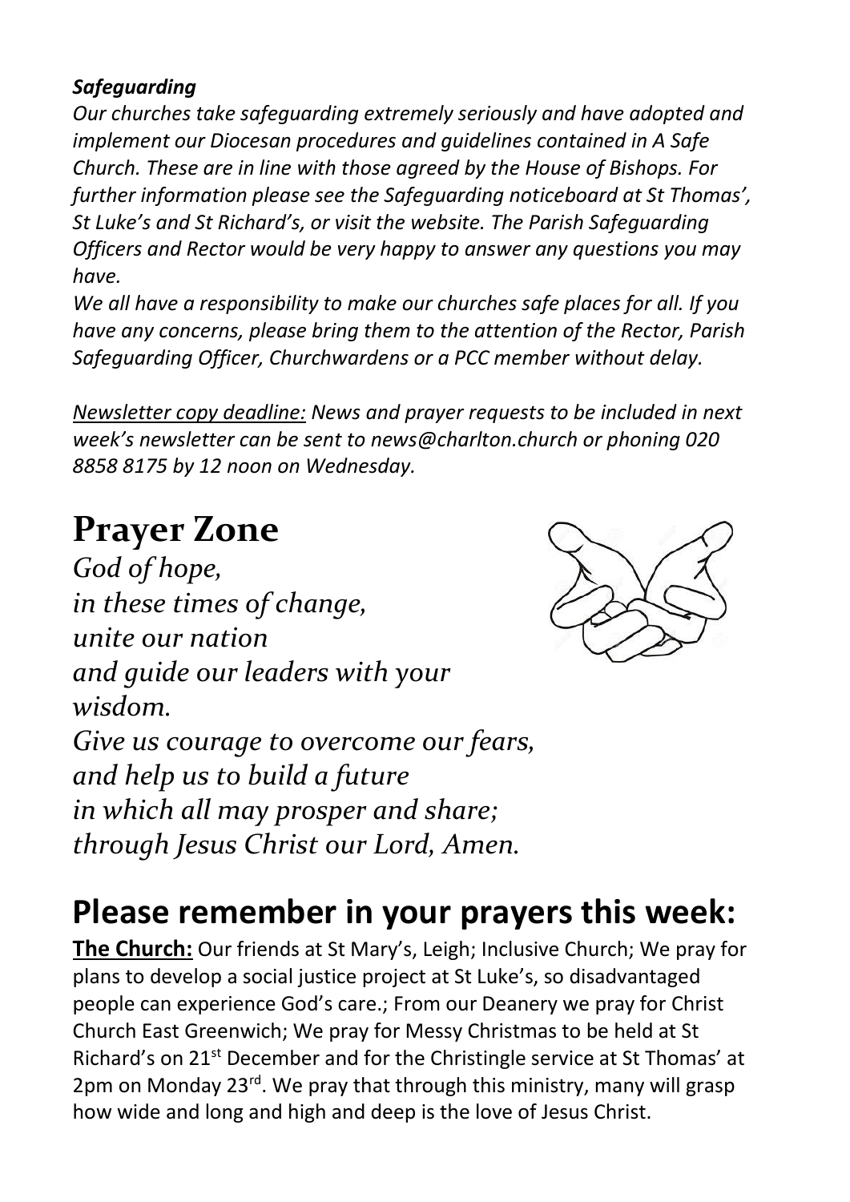***Safeguarding***

*Our churches take safeguarding extremely seriously and have adopted and implement our Diocesan procedures and guidelines contained in A Safe Church. These are in line with those agreed by the House of Bishops. For further information please see the Safeguarding noticeboard at St Thomas', St Luke's and St Richard's, or visit the website. The Parish Safeguarding Officers and Rector would be very happy to answer any questions you may have.*

*We all have a responsibility to make our churches safe places for all. If you have any concerns, please bring them to the attention of the Rector, Parish Safeguarding Officer, Churchwardens or a PCC member without delay.*

*<u>Newsletter copy deadline:</u> News and prayer requests to be included in next week's newsletter can be sent to news@charlton.church or phoning 020 8858 8175 by 12 noon on Wednesday.*

# Prayer Zone

*God of hope,*
*in these times of change,*
*unite our nation*
*and guide our leaders with your wisdom.*
*Give us courage to overcome our fears,*
*and help us to build a future*
*in which all may prosper and share;*
*through Jesus Christ our Lord, Amen.*

# Please remember in your prayers this week:

**<u>The Church:</u>** Our friends at St Mary's, Leigh; Inclusive Church; We pray for plans to develop a social justice project at St Luke's, so disadvantaged people can experience God's care.; From our Deanery we pray for Christ Church East Greenwich; We pray for Messy Christmas to be held at St Richard's on 21st December and for the Christingle service at St Thomas' at 2pm on Monday 23rd. We pray that through this ministry, many will grasp how wide and long and high and deep is the love of Jesus Christ.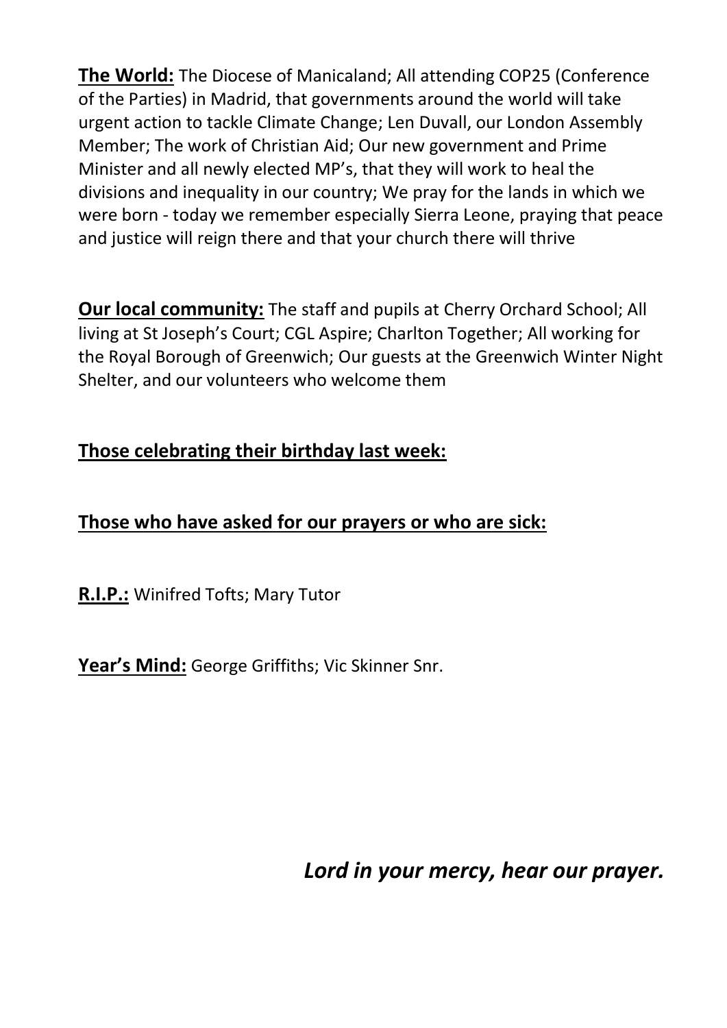**The World:** The Diocese of Manicaland; All attending COP25 (Conference of the Parties) in Madrid, that governments around the world will take urgent action to tackle Climate Change; Len Duvall, our London Assembly Member; The work of Christian Aid; Our new government and Prime Minister and all newly elected MP's, that they will work to heal the divisions and inequality in our country; We pray for the lands in which we were born - today we remember especially Sierra Leone, praying that peace and justice will reign there and that your church there will thrive

**Our local community:** The staff and pupils at Cherry Orchard School; All living at St Joseph's Court; CGL Aspire; Charlton Together; All working for the Royal Borough of Greenwich; Our guests at the Greenwich Winter Night Shelter, and our volunteers who welcome them

**Those celebrating their birthday last week:**

**Those who have asked for our prayers or who are sick:**

**R.I.P.:** Winifred Tofts; Mary Tutor

**Year's Mind:** George Griffiths; Vic Skinner Snr.

***Lord in your mercy, hear our prayer.***